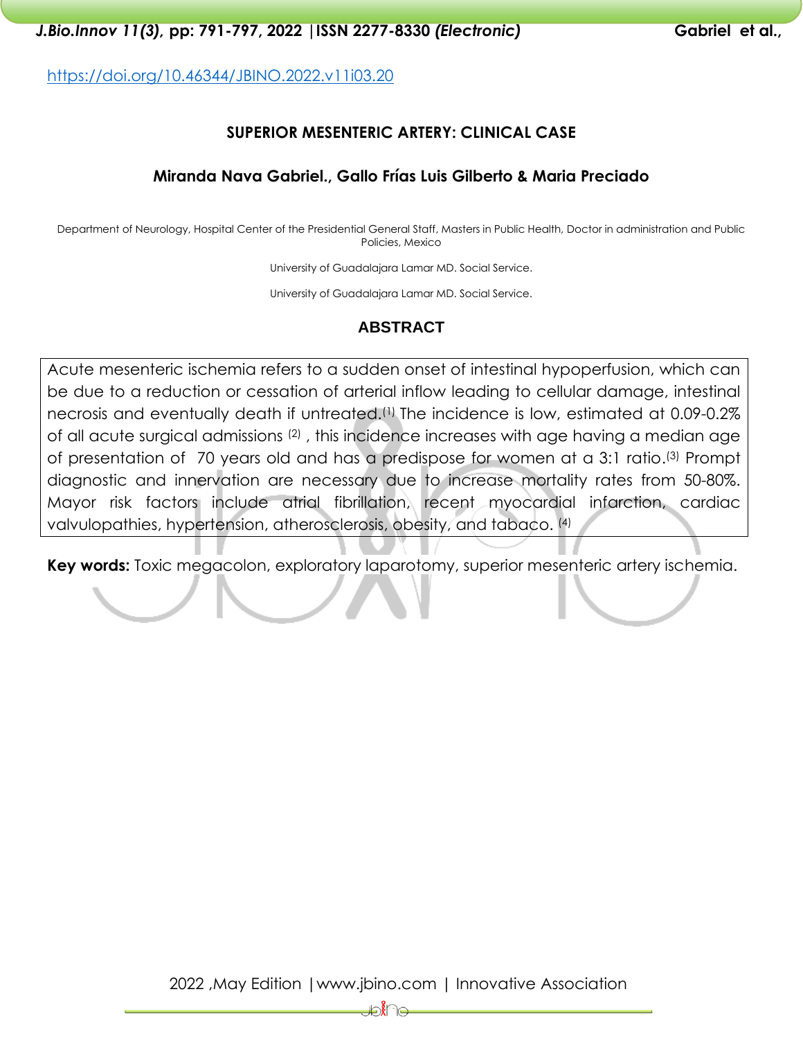https://doi.org/10.46344/JBINO.2022.v11i03.20

# SUPERIOR MESENTERIC ARTERY: CLINICAL CASE

**Miranda Nava Gabriel., Gallo Frías Luis Gilberto & Maria Preciado**

Department of Neurology, Hospital Center of the Presidential General Staff, Masters in Public Health, Doctor in administration and Public Policies, Mexico

University of Guadalajara Lamar MD. Social Service.

University of Guadalajara Lamar MD. Social Service.

## ABSTRACT

Acute mesenteric ischemia refers to a sudden onset of intestinal hypoperfusion, which can be due to a reduction or cessation of arterial inflow leading to cellular damage, intestinal necrosis and eventually death if untreated.[1] The incidence is low, estimated at 0.09-0.2% of all acute surgical admissions [2] , this incidence increases with age having a median age of presentation of 70 years old and has a predispose for women at a 3:1 ratio.[3] Prompt diagnostic and innervation are necessary due to increase mortality rates from 50-80%. Mayor risk factors include atrial fibrillation, recent myocardial infarction, cardiac valvulopathies, hypertension, atherosclerosis, obesity, and tabaco. [4]

**Key words:** Toxic megacolon, exploratory laparotomy, superior mesenteric artery ischemia.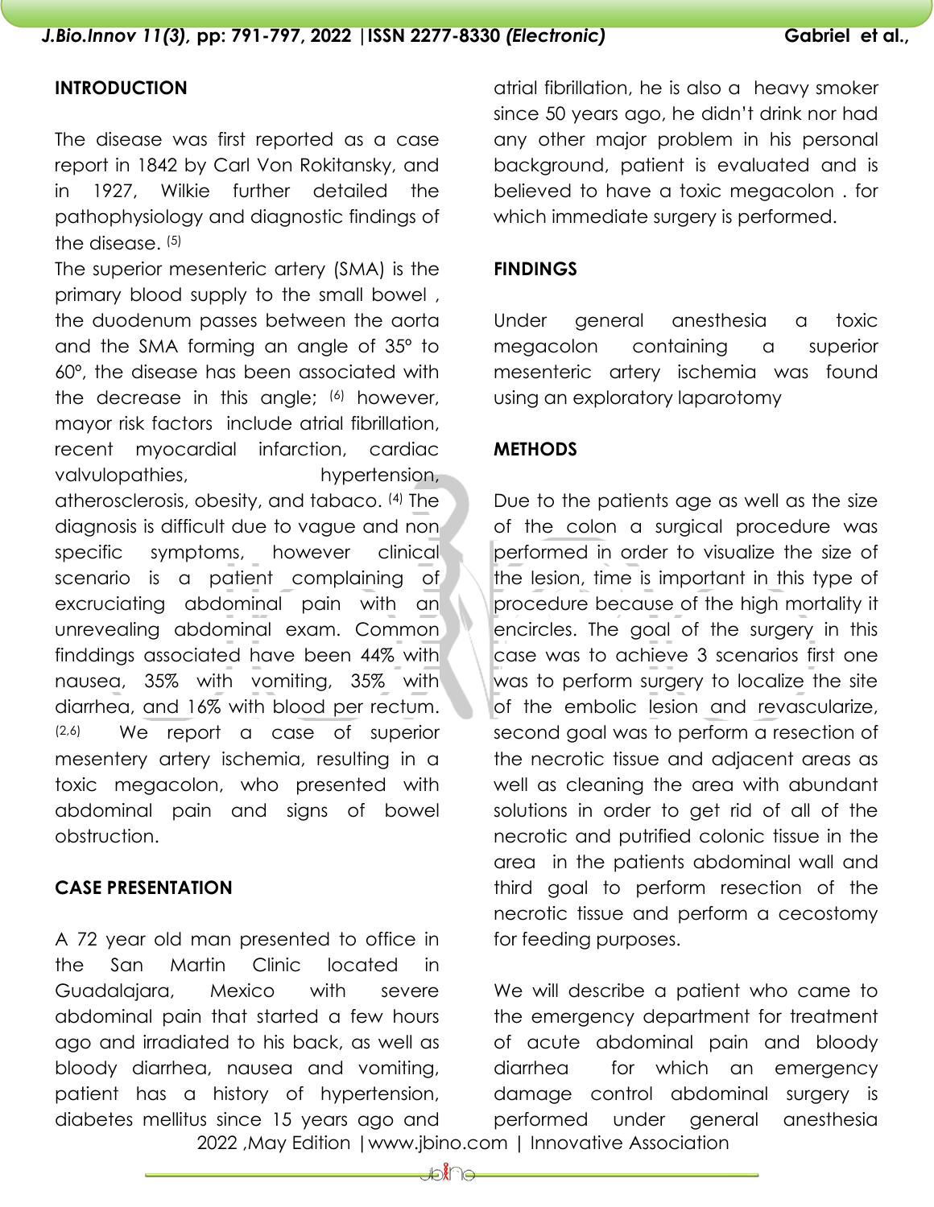## INTRODUCTION

The disease was first reported as a case report in 1842 by Carl Von Rokitansky, and in 1927, Wilkie further detailed the pathophysiology and diagnostic findings of the disease. [5]

The superior mesenteric artery (SMA) is the primary blood supply to the small bowel , the duodenum passes between the aorta and the SMA forming an angle of 35º to 60º, the disease has been associated with the decrease in this angle; [6] however, mayor risk factors include atrial fibrillation, recent myocardial infarction, cardiac valvulopathies, hypertension, atherosclerosis, obesity, and tabaco. [4] The diagnosis is difficult due to vague and non specific symptoms, however clinical scenario is a patient complaining of excruciating abdominal pain with an unrevealing abdominal exam. Common finddings associated have been 44% with nausea, 35% with vomiting, 35% with diarrhea, and 16% with blood per rectum. [2,6] We report a case of superior mesentery artery ischemia, resulting in a toxic megacolon, who presented with abdominal pain and signs of bowel obstruction.

## CASE PRESENTATION

A 72 year old man presented to office in the San Martin Clinic located in Guadalajara, Mexico with severe abdominal pain that started a few hours ago and irradiated to his back, as well as bloody diarrhea, nausea and vomiting, patient has a history of hypertension, diabetes mellitus since 15 years ago and atrial fibrillation, he is also a heavy smoker since 50 years ago, he didn't drink nor had any other major problem in his personal background, patient is evaluated and is believed to have a toxic megacolon . for which immediate surgery is performed.

## FINDINGS

Under general anesthesia a toxic megacolon containing a superior mesenteric artery ischemia was found using an exploratory laparotomy

## METHODS

Due to the patients age as well as the size of the colon a surgical procedure was performed in order to visualize the size of the lesion, time is important in this type of procedure because of the high mortality it encircles. The goal of the surgery in this case was to achieve 3 scenarios first one was to perform surgery to localize the site of the embolic lesion and revascularize, second goal was to perform a resection of the necrotic tissue and adjacent areas as well as cleaning the area with abundant solutions in order to get rid of all of the necrotic and putrified colonic tissue in the area in the patients abdominal wall and third goal to perform resection of the necrotic tissue and perform a cecostomy for feeding purposes.

We will describe a patient who came to the emergency department for treatment of acute abdominal pain and bloody diarrhea for which an emergency damage control abdominal surgery is performed under general anesthesia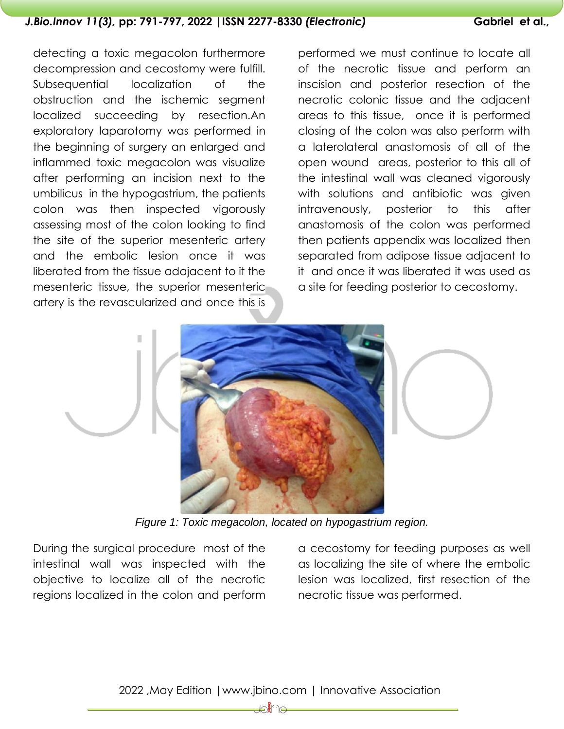detecting a toxic megacolon furthermore decompression and cecostomy were fulfill. Subsequential localization of the obstruction and the ischemic segment localized succeeding by resection.An exploratory laparotomy was performed in the beginning of surgery an enlarged and inflammed toxic megacolon was visualize after performing an incision next to the umbilicus in the hypogastrium, the patients colon was then inspected vigorously assessing most of the colon looking to find the site of the superior mesenteric artery and the embolic lesion once it was liberated from the tissue adajacent to it the mesenteric tissue, the superior mesenteric artery is the revascularized and once this is performed we must continue to locate all of the necrotic tissue and perform an inscision and posterior resection of the necrotic colonic tissue and the adjacent areas to this tissue, once it is performed closing of the colon was also perform with a laterolateral anastomosis of all of the open wound areas, posterior to this all of the intestinal wall was cleaned vigorously with solutions and antibiotic was given intravenously, posterior to this after anastomosis of the colon was performed then patients appendix was localized then separated from adipose tissue adjacent to it and once it was liberated it was used as a site for feeding posterior to cecostomy.

*Figure 1: Toxic megacolon, located on hypogastrium region.*

During the surgical procedure most of the intestinal wall was inspected with the objective to localize all of the necrotic regions localized in the colon and perform a cecostomy for feeding purposes as well as localizing the site of where the embolic lesion was localized, first resection of the necrotic tissue was performed.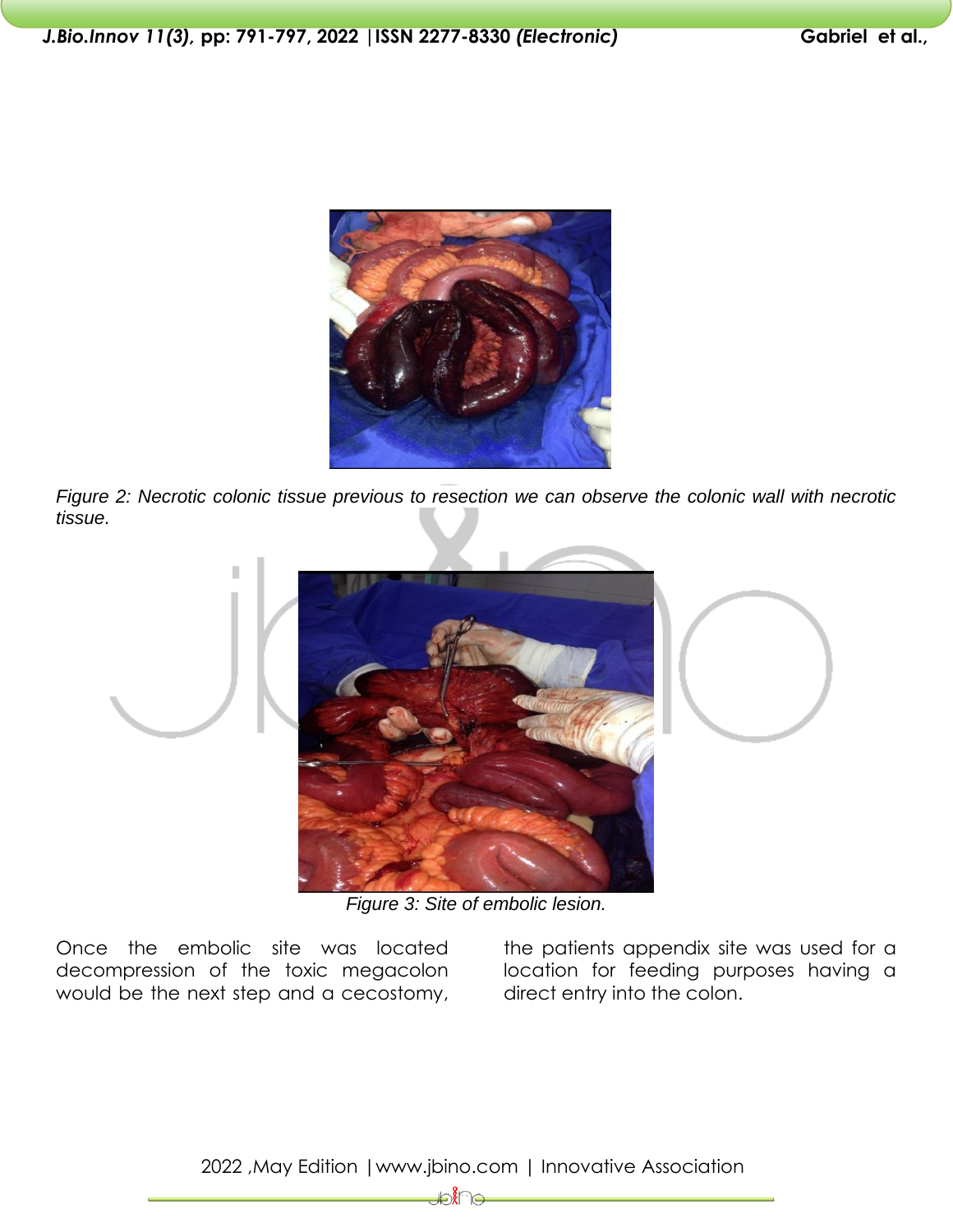*Figure 2: Necrotic colonic tissue previous to resection we can observe the colonic wall with necrotic tissue.*

*Figure 3: Site of embolic lesion.*

Once the embolic site was located decompression of the toxic megacolon would be the next step and a cecostomy, the patients appendix site was used for a location for feeding purposes having a direct entry into the colon.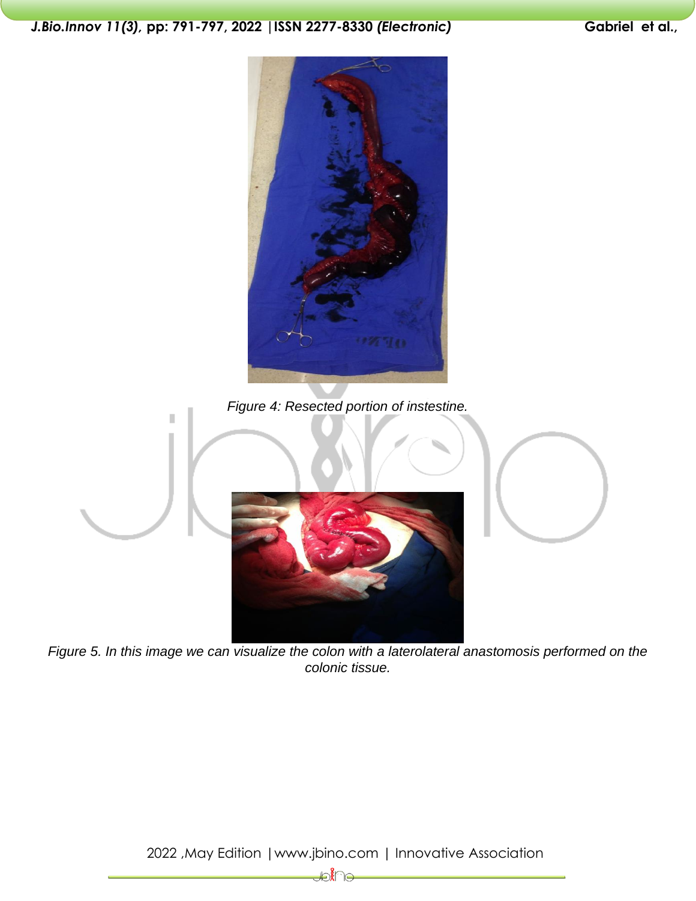Figure 4: Resected portion of instestine.

Figure 5. In this image we can visualize the colon with a laterolateral anastomosis performed on the colonic tissue.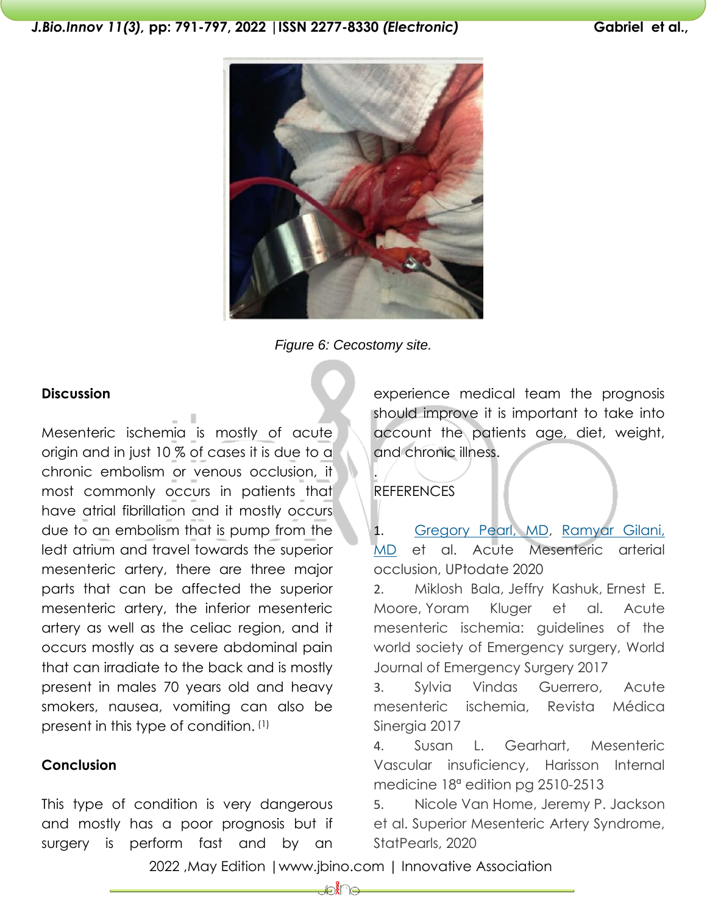Figure 6: Cecostomy site.

## Discussion

Mesenteric ischemia is mostly of acute origin and in just 10 % of cases it is due to a chronic embolism or venous occlusion, it most commonly occurs in patients that have atrial fibrillation and it mostly occurs due to an embolism that is pump from the ledt atrium and travel towards the superior mesenteric artery, there are three major parts that can be affected the superior mesenteric artery, the inferior mesenteric artery as well as the celiac region, and it occurs mostly as a severe abdominal pain that can irradiate to the back and is mostly present in males 70 years old and heavy smokers, nausea, vomiting can also be present in this type of condition. [1]

## Conclusion

This type of condition is very dangerous and mostly has a poor prognosis but if surgery is perform fast and by an experience medical team the prognosis should improve it is important to take into account the patients age, diet, weight, and chronic illness.

.

## REFERENCES

1. Gregory Pearl, MD, Ramyar Gilani, MD et al. Acute Mesenteric arterial occlusion, UPtodate 2020
2. Miklosh Bala, Jeffry Kashuk, Ernest E. Moore, Yoram Kluger et al. Acute mesenteric ischemia: guidelines of the world society of Emergency surgery, World Journal of Emergency Surgery 2017
3. Sylvia Vindas Guerrero, Acute mesenteric ischemia, Revista Médica Sinergia 2017
4. Susan L. Gearhart, Mesenteric Vascular insuficiency, Harisson Internal medicine 18ª edition pg 2510-2513
5. Nicole Van Home, Jeremy P. Jackson et al. Superior Mesenteric Artery Syndrome, StatPearls, 2020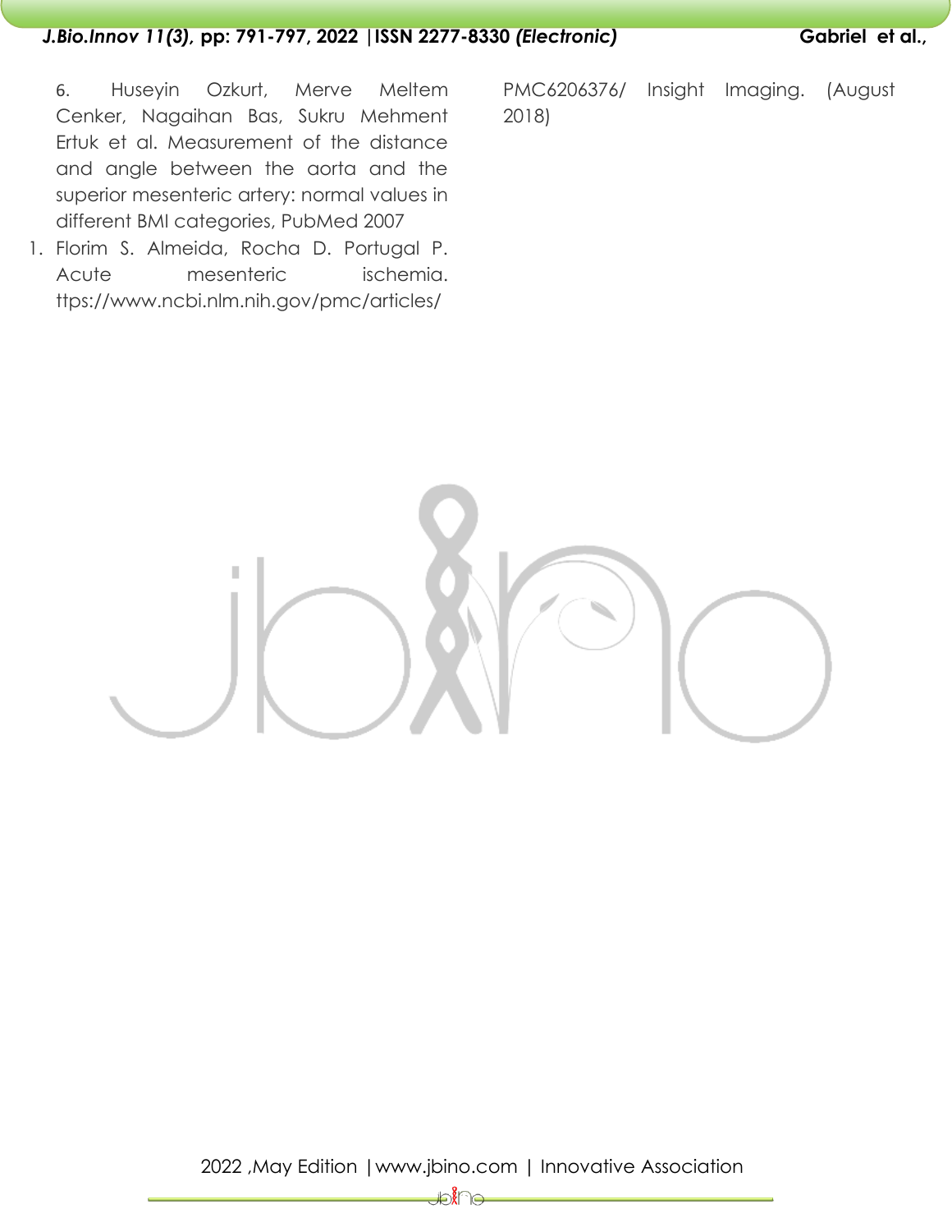6. Huseyin Ozkurt, Merve Meltem Cenker, Nagaihan Bas, Sukru Mehment Ertuk et al. Measurement of the distance and angle between the aorta and the superior mesenteric artery: normal values in different BMI categories, PubMed 2007

1. Florim S. Almeida, Rocha D. Portugal P. Acute mesenteric ischemia. ttps://www.ncbi.nlm.nih.gov/pmc/articles/PMC6206376/ Insight Imaging. (August 2018)